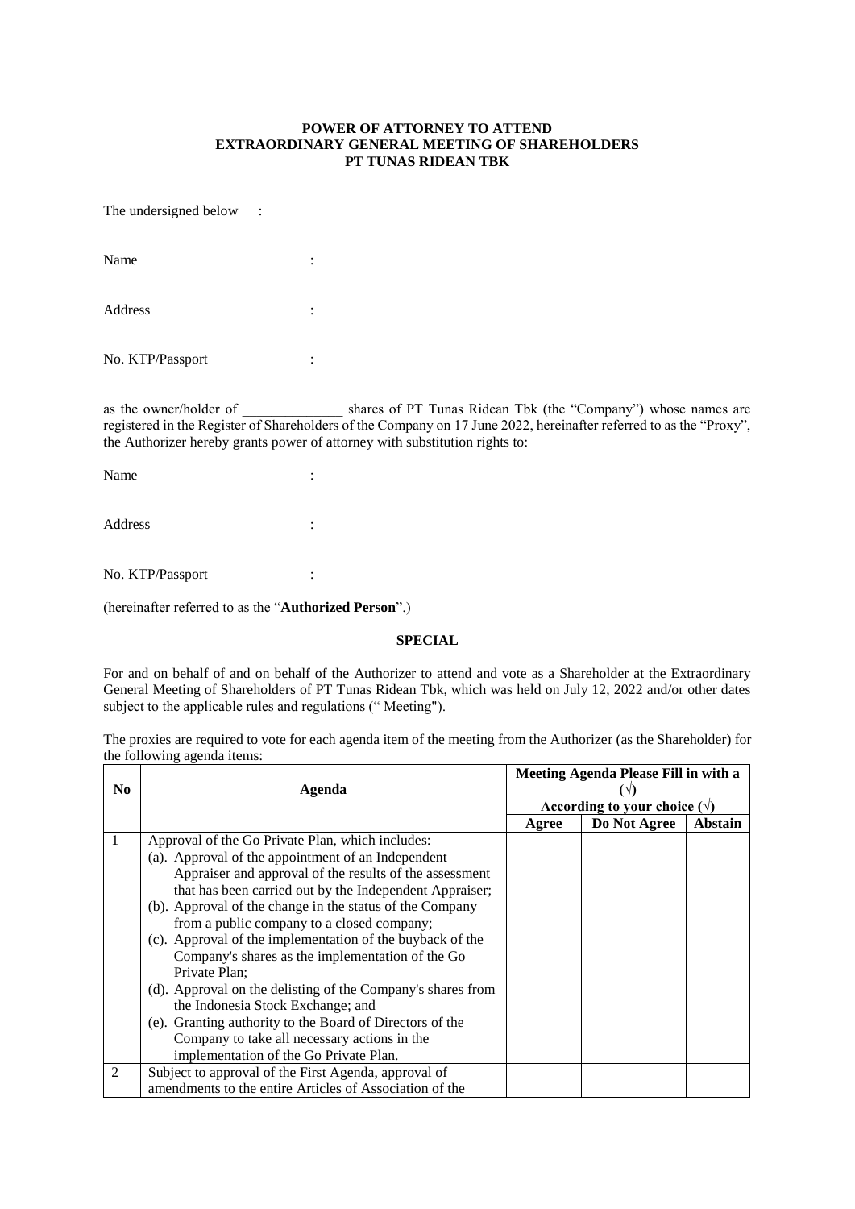**POWER OF ATTORNEY TO ATTEND**
**EXTRAORDINARY GENERAL MEETING OF SHAREHOLDERS**
**PT TUNAS RIDEAN TBK**

The undersigned below :

Name :

Address :

No. KTP/Passport :

as the owner/holder of ______________ shares of PT Tunas Ridean Tbk (the "Company") whose names are registered in the Register of Shareholders of the Company on 17 June 2022, hereinafter referred to as the "Proxy", the Authorizer hereby grants power of attorney with substitution rights to:

Name :

Address :

No. KTP/Passport :

(hereinafter referred to as the "**Authorized Person**".)

**SPECIAL**

For and on behalf of and on behalf of the Authorizer to attend and vote as a Shareholder at the Extraordinary General Meeting of Shareholders of PT Tunas Ridean Tbk, which was held on July 12, 2022 and/or other dates subject to the applicable rules and regulations (" Meeting").

The proxies are required to vote for each agenda item of the meeting from the Authorizer (as the Shareholder) for the following agenda items:

| **No** | **Agenda** | **Meeting Agenda Please Fill in with a (√) According to your choice (√)** | | |
|---|---|---|---|---|
| | | **Agree** | **Do Not Agree** | **Abstain** |
| 1 | Approval of the Go Private Plan, which includes:<br>(a). Approval of the appointment of an Independent Appraiser and approval of the results of the assessment that has been carried out by the Independent Appraiser;<br>(b). Approval of the change in the status of the Company from a public company to a closed company;<br>(c). Approval of the implementation of the buyback of the Company's shares as the implementation of the Go Private Plan;<br>(d). Approval on the delisting of the Company's shares from the Indonesia Stock Exchange; and<br>(e). Granting authority to the Board of Directors of the Company to take all necessary actions in the implementation of the Go Private Plan. | | | |
| 2 | Subject to approval of the First Agenda, approval of amendments to the entire Articles of Association of the | | | |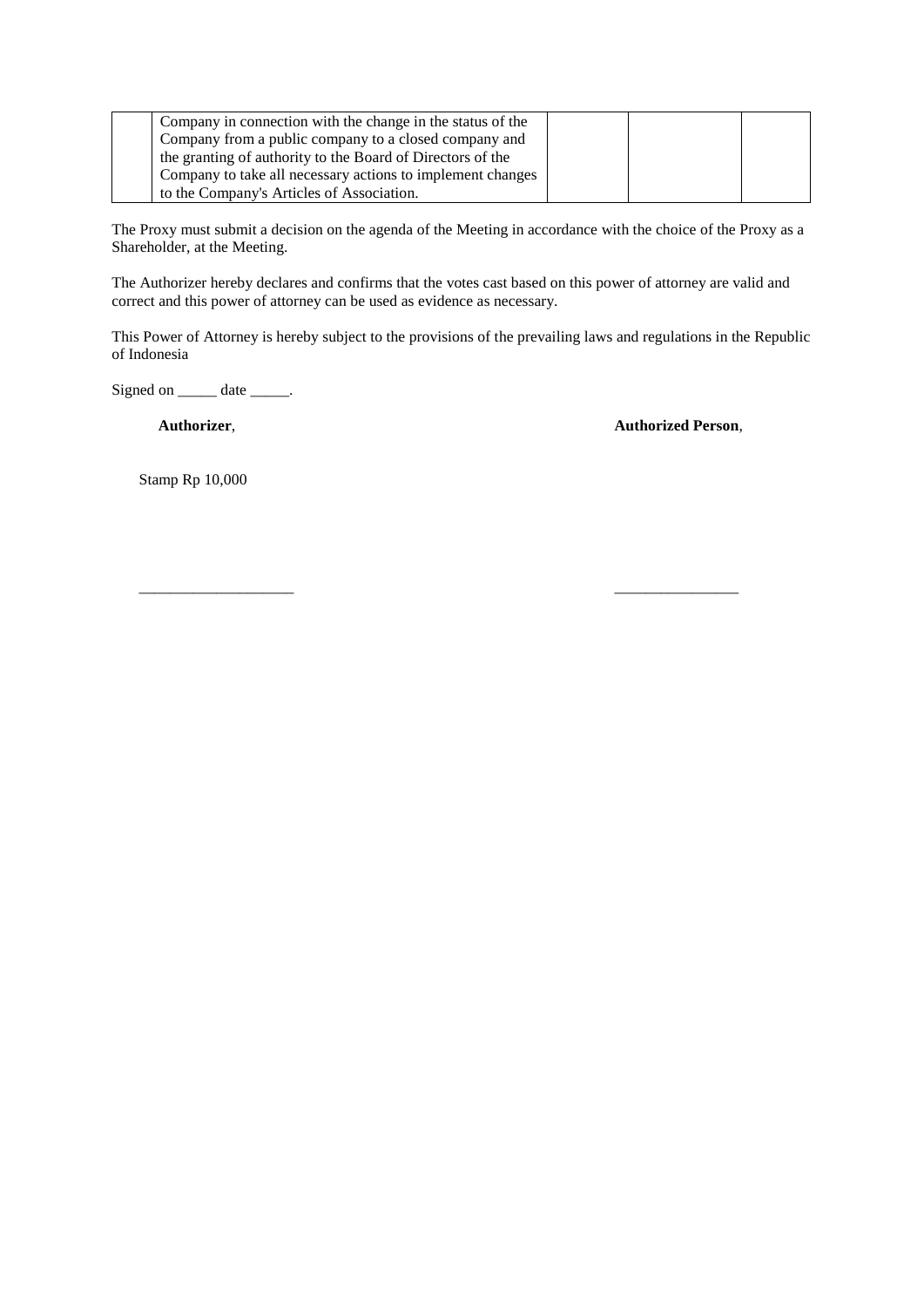| | | | | |
|---|---|---|---|---|
| | Company in connection with the change in the status of the Company from a public company to a closed company and the granting of authority to the Board of Directors of the Company to take all necessary actions to implement changes to the Company's Articles of Association. | | | |

The Proxy must submit a decision on the agenda of the Meeting in accordance with the choice of the Proxy as a Shareholder, at the Meeting.

The Authorizer hereby declares and confirms that the votes cast based on this power of attorney are valid and correct and this power of attorney can be used as evidence as necessary.

This Power of Attorney is hereby subject to the provisions of the prevailing laws and regulations in the Republic of Indonesia

Signed on _____ date _____.

**Authorizer**,

Stamp Rp 10,000

____________________

**Authorized Person**,

________________